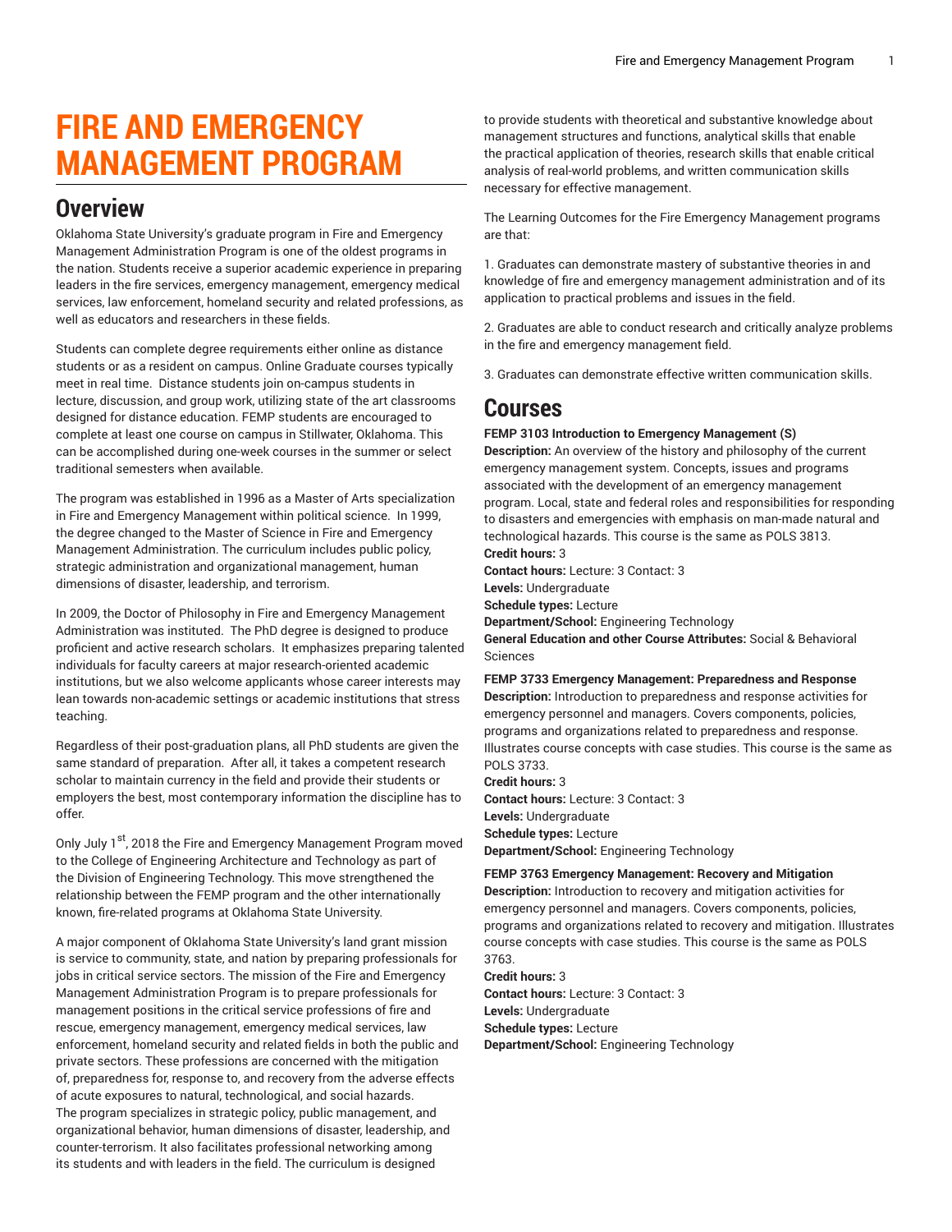# FIRE AND EMERGENCY MANAGEMENT PROGRAM

## Overview

Oklahoma State University's graduate program in Fire and Emergency Management Administration Program is one of the oldest programs in the nation. Students receive a superior academic experience in preparing leaders in the fire services, emergency management, emergency medical services, law enforcement, homeland security and related professions, as well as educators and researchers in these fields.

Students can complete degree requirements either online as distance students or as a resident on campus. Online Graduate courses typically meet in real time. Distance students join on-campus students in lecture, discussion, and group work, utilizing state of the art classrooms designed for distance education. FEMP students are encouraged to complete at least one course on campus in Stillwater, Oklahoma. This can be accomplished during one-week courses in the summer or select traditional semesters when available.

The program was established in 1996 as a Master of Arts specialization in Fire and Emergency Management within political science. In 1999, the degree changed to the Master of Science in Fire and Emergency Management Administration. The curriculum includes public policy, strategic administration and organizational management, human dimensions of disaster, leadership, and terrorism.

In 2009, the Doctor of Philosophy in Fire and Emergency Management Administration was instituted. The PhD degree is designed to produce proficient and active research scholars. It emphasizes preparing talented individuals for faculty careers at major research-oriented academic institutions, but we also welcome applicants whose career interests may lean towards non-academic settings or academic institutions that stress teaching.

Regardless of their post-graduation plans, all PhD students are given the same standard of preparation. After all, it takes a competent research scholar to maintain currency in the field and provide their students or employers the best, most contemporary information the discipline has to offer.

Only July 1st, 2018 the Fire and Emergency Management Program moved to the College of Engineering Architecture and Technology as part of the Division of Engineering Technology. This move strengthened the relationship between the FEMP program and the other internationally known, fire-related programs at Oklahoma State University.

A major component of Oklahoma State University's land grant mission is service to community, state, and nation by preparing professionals for jobs in critical service sectors. The mission of the Fire and Emergency Management Administration Program is to prepare professionals for management positions in the critical service professions of fire and rescue, emergency management, emergency medical services, law enforcement, homeland security and related fields in both the public and private sectors. These professions are concerned with the mitigation of, preparedness for, response to, and recovery from the adverse effects of acute exposures to natural, technological, and social hazards. The program specializes in strategic policy, public management, and organizational behavior, human dimensions of disaster, leadership, and counter-terrorism. It also facilitates professional networking among its students and with leaders in the field. The curriculum is designed to provide students with theoretical and substantive knowledge about management structures and functions, analytical skills that enable the practical application of theories, research skills that enable critical analysis of real-world problems, and written communication skills necessary for effective management.

The Learning Outcomes for the Fire Emergency Management programs are that:

1. Graduates can demonstrate mastery of substantive theories in and knowledge of fire and emergency management administration and of its application to practical problems and issues in the field.

2. Graduates are able to conduct research and critically analyze problems in the fire and emergency management field.

3. Graduates can demonstrate effective written communication skills.

## Courses

**FEMP 3103 Introduction to Emergency Management (S)**
**Description:** An overview of the history and philosophy of the current emergency management system. Concepts, issues and programs associated with the development of an emergency management program. Local, state and federal roles and responsibilities for responding to disasters and emergencies with emphasis on man-made natural and technological hazards. This course is the same as POLS 3813.
**Credit hours:** 3
**Contact hours:** Lecture: 3 Contact: 3
**Levels:** Undergraduate
**Schedule types:** Lecture
**Department/School:** Engineering Technology
**General Education and other Course Attributes:** Social & Behavioral Sciences

**FEMP 3733 Emergency Management: Preparedness and Response**
**Description:** Introduction to preparedness and response activities for emergency personnel and managers. Covers components, policies, programs and organizations related to preparedness and response. Illustrates course concepts with case studies. This course is the same as POLS 3733.
**Credit hours:** 3
**Contact hours:** Lecture: 3 Contact: 3
**Levels:** Undergraduate
**Schedule types:** Lecture
**Department/School:** Engineering Technology

**FEMP 3763 Emergency Management: Recovery and Mitigation**
**Description:** Introduction to recovery and mitigation activities for emergency personnel and managers. Covers components, policies, programs and organizations related to recovery and mitigation. Illustrates course concepts with case studies. This course is the same as POLS 3763.
**Credit hours:** 3
**Contact hours:** Lecture: 3 Contact: 3
**Levels:** Undergraduate
**Schedule types:** Lecture
**Department/School:** Engineering Technology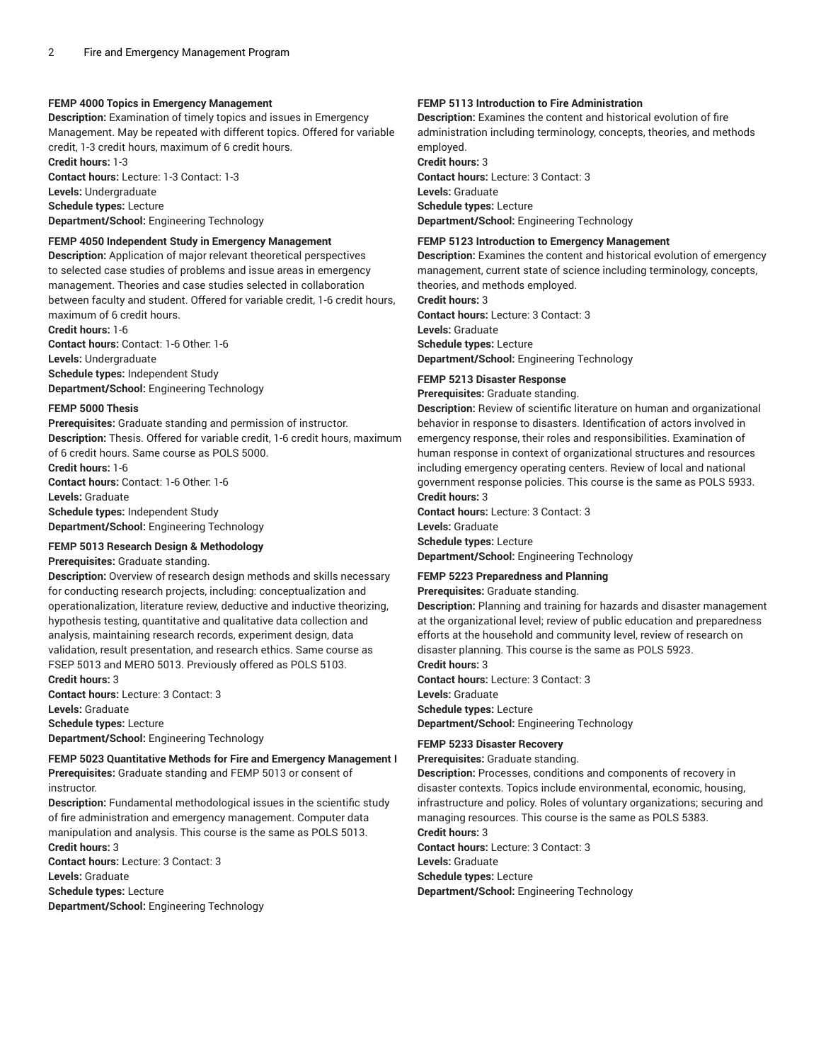**FEMP 4000 Topics in Emergency Management**

**Description:** Examination of timely topics and issues in Emergency Management. May be repeated with different topics. Offered for variable credit, 1-3 credit hours, maximum of 6 credit hours.

**Credit hours:** 1-3

**Contact hours:** Lecture: 1-3 Contact: 1-3

**Levels:** Undergraduate

**Schedule types:** Lecture

**Department/School:** Engineering Technology

**FEMP 4050 Independent Study in Emergency Management**

**Description:** Application of major relevant theoretical perspectives to selected case studies of problems and issue areas in emergency management. Theories and case studies selected in collaboration between faculty and student. Offered for variable credit, 1-6 credit hours, maximum of 6 credit hours.

**Credit hours:** 1-6

**Contact hours:** Contact: 1-6 Other: 1-6

**Levels:** Undergraduate

**Schedule types:** Independent Study

**Department/School:** Engineering Technology

**FEMP 5000 Thesis**

**Prerequisites:** Graduate standing and permission of instructor.

**Description:** Thesis. Offered for variable credit, 1-6 credit hours, maximum of 6 credit hours. Same course as POLS 5000.

**Credit hours:** 1-6

**Contact hours:** Contact: 1-6 Other: 1-6

**Levels:** Graduate

**Schedule types:** Independent Study

**Department/School:** Engineering Technology

**FEMP 5013 Research Design & Methodology**

**Prerequisites:** Graduate standing.

**Description:** Overview of research design methods and skills necessary for conducting research projects, including: conceptualization and operationalization, literature review, deductive and inductive theorizing, hypothesis testing, quantitative and qualitative data collection and analysis, maintaining research records, experiment design, data validation, result presentation, and research ethics. Same course as FSEP 5013 and MERO 5013. Previously offered as POLS 5103.

**Credit hours:** 3

**Contact hours:** Lecture: 3 Contact: 3

**Levels:** Graduate

**Schedule types:** Lecture

**Department/School:** Engineering Technology

**FEMP 5023 Quantitative Methods for Fire and Emergency Management I**

**Prerequisites:** Graduate standing and FEMP 5013 or consent of instructor.

**Description:** Fundamental methodological issues in the scientific study of fire administration and emergency management. Computer data manipulation and analysis. This course is the same as POLS 5013.

**Credit hours:** 3

**Contact hours:** Lecture: 3 Contact: 3

**Levels:** Graduate

**Schedule types:** Lecture

**Department/School:** Engineering Technology

**FEMP 5113 Introduction to Fire Administration**

**Description:** Examines the content and historical evolution of fire administration including terminology, concepts, theories, and methods employed.

**Credit hours:** 3

**Contact hours:** Lecture: 3 Contact: 3

**Levels:** Graduate

**Schedule types:** Lecture

**Department/School:** Engineering Technology

**FEMP 5123 Introduction to Emergency Management**

**Description:** Examines the content and historical evolution of emergency management, current state of science including terminology, concepts, theories, and methods employed.

**Credit hours:** 3

**Contact hours:** Lecture: 3 Contact: 3

**Levels:** Graduate

**Schedule types:** Lecture

**Department/School:** Engineering Technology

**FEMP 5213 Disaster Response**

**Prerequisites:** Graduate standing.

**Description:** Review of scientific literature on human and organizational behavior in response to disasters. Identification of actors involved in emergency response, their roles and responsibilities. Examination of human response in context of organizational structures and resources including emergency operating centers. Review of local and national government response policies. This course is the same as POLS 5933.

**Credit hours:** 3

**Contact hours:** Lecture: 3 Contact: 3

**Levels:** Graduate

**Schedule types:** Lecture

**Department/School:** Engineering Technology

**FEMP 5223 Preparedness and Planning**

**Prerequisites:** Graduate standing.

**Description:** Planning and training for hazards and disaster management at the organizational level; review of public education and preparedness efforts at the household and community level, review of research on disaster planning. This course is the same as POLS 5923.

**Credit hours:** 3

**Contact hours:** Lecture: 3 Contact: 3

**Levels:** Graduate

**Schedule types:** Lecture

**Department/School:** Engineering Technology

**FEMP 5233 Disaster Recovery**

**Prerequisites:** Graduate standing.

**Description:** Processes, conditions and components of recovery in disaster contexts. Topics include environmental, economic, housing, infrastructure and policy. Roles of voluntary organizations; securing and managing resources. This course is the same as POLS 5383.

**Credit hours:** 3

**Contact hours:** Lecture: 3 Contact: 3

**Levels:** Graduate

**Schedule types:** Lecture

**Department/School:** Engineering Technology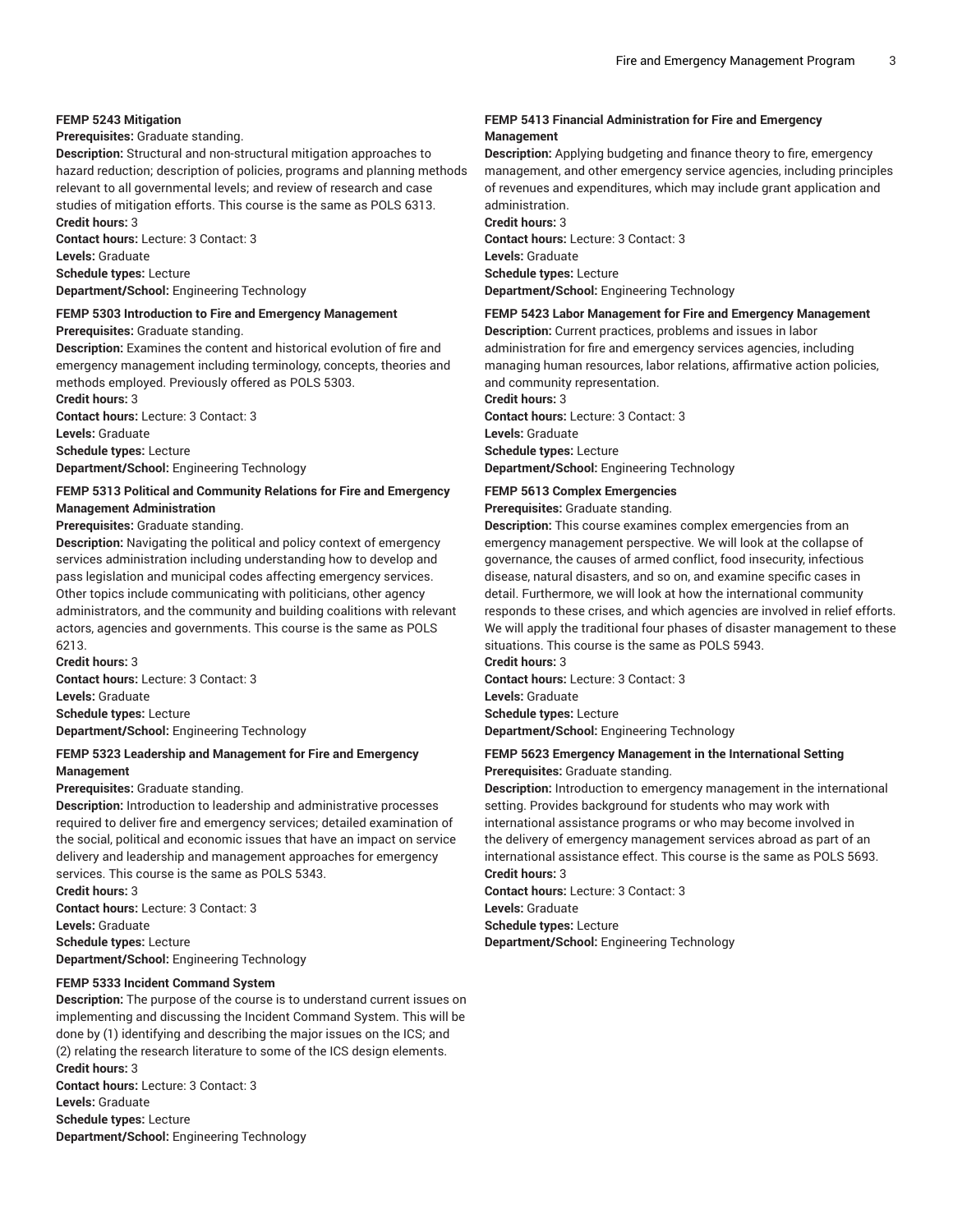**FEMP 5243 Mitigation**

**Prerequisites:** Graduate standing.

**Description:** Structural and non-structural mitigation approaches to hazard reduction; description of policies, programs and planning methods relevant to all governmental levels; and review of research and case studies of mitigation efforts. This course is the same as POLS 6313.

**Credit hours:** 3

**Contact hours:** Lecture: 3 Contact: 3

**Levels:** Graduate

**Schedule types:** Lecture

**Department/School:** Engineering Technology

**FEMP 5303 Introduction to Fire and Emergency Management**

**Prerequisites:** Graduate standing.

**Description:** Examines the content and historical evolution of fire and emergency management including terminology, concepts, theories and methods employed. Previously offered as POLS 5303.

**Credit hours:** 3

**Contact hours:** Lecture: 3 Contact: 3

**Levels:** Graduate

**Schedule types:** Lecture

**Department/School:** Engineering Technology

**FEMP 5313 Political and Community Relations for Fire and Emergency Management Administration**

**Prerequisites:** Graduate standing.

**Description:** Navigating the political and policy context of emergency services administration including understanding how to develop and pass legislation and municipal codes affecting emergency services. Other topics include communicating with politicians, other agency administrators, and the community and building coalitions with relevant actors, agencies and governments. This course is the same as POLS 6213.

**Credit hours:** 3

**Contact hours:** Lecture: 3 Contact: 3

**Levels:** Graduate

**Schedule types:** Lecture

**Department/School:** Engineering Technology

**FEMP 5323 Leadership and Management for Fire and Emergency Management**

**Prerequisites:** Graduate standing.

**Description:** Introduction to leadership and administrative processes required to deliver fire and emergency services; detailed examination of the social, political and economic issues that have an impact on service delivery and leadership and management approaches for emergency services. This course is the same as POLS 5343.

**Credit hours:** 3

**Contact hours:** Lecture: 3 Contact: 3

**Levels:** Graduate

**Schedule types:** Lecture

**Department/School:** Engineering Technology

**FEMP 5333 Incident Command System**

**Description:** The purpose of the course is to understand current issues on implementing and discussing the Incident Command System. This will be done by (1) identifying and describing the major issues on the ICS; and (2) relating the research literature to some of the ICS design elements.

**Credit hours:** 3

**Contact hours:** Lecture: 3 Contact: 3

**Levels:** Graduate

**Schedule types:** Lecture

**Department/School:** Engineering Technology

**FEMP 5413 Financial Administration for Fire and Emergency Management**

**Description:** Applying budgeting and finance theory to fire, emergency management, and other emergency service agencies, including principles of revenues and expenditures, which may include grant application and administration.

**Credit hours:** 3

**Contact hours:** Lecture: 3 Contact: 3

**Levels:** Graduate

**Schedule types:** Lecture

**Department/School:** Engineering Technology

**FEMP 5423 Labor Management for Fire and Emergency Management**

**Description:** Current practices, problems and issues in labor administration for fire and emergency services agencies, including managing human resources, labor relations, affirmative action policies, and community representation.

**Credit hours:** 3

**Contact hours:** Lecture: 3 Contact: 3

**Levels:** Graduate

**Schedule types:** Lecture

**Department/School:** Engineering Technology

**FEMP 5613 Complex Emergencies**

**Prerequisites:** Graduate standing.

**Description:** This course examines complex emergencies from an emergency management perspective. We will look at the collapse of governance, the causes of armed conflict, food insecurity, infectious disease, natural disasters, and so on, and examine specific cases in detail. Furthermore, we will look at how the international community responds to these crises, and which agencies are involved in relief efforts. We will apply the traditional four phases of disaster management to these situations. This course is the same as POLS 5943.

**Credit hours:** 3

**Contact hours:** Lecture: 3 Contact: 3

**Levels:** Graduate

**Schedule types:** Lecture

**Department/School:** Engineering Technology

**FEMP 5623 Emergency Management in the International Setting**

**Prerequisites:** Graduate standing.

**Description:** Introduction to emergency management in the international setting. Provides background for students who may work with international assistance programs or who may become involved in the delivery of emergency management services abroad as part of an international assistance effect. This course is the same as POLS 5693.

**Credit hours:** 3

**Contact hours:** Lecture: 3 Contact: 3

**Levels:** Graduate

**Schedule types:** Lecture

**Department/School:** Engineering Technology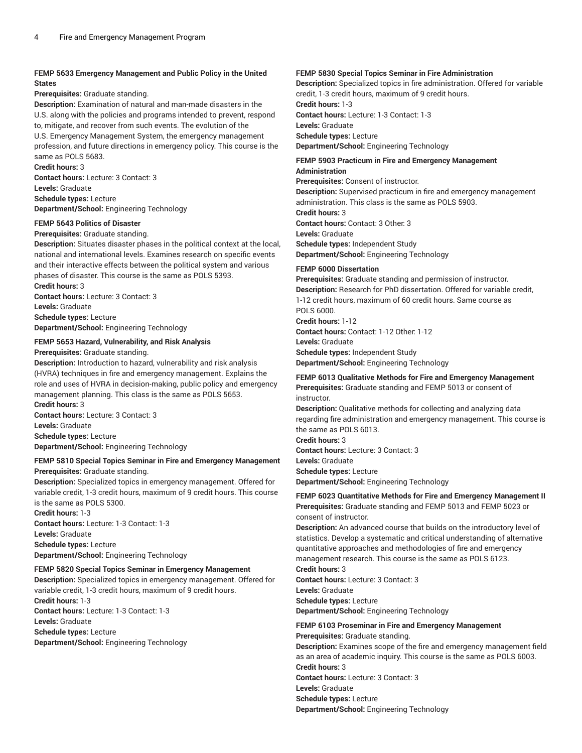**FEMP 5633 Emergency Management and Public Policy in the United States**

**Prerequisites:** Graduate standing.

**Description:** Examination of natural and man-made disasters in the U.S. along with the policies and programs intended to prevent, respond to, mitigate, and recover from such events. The evolution of the U.S. Emergency Management System, the emergency management profession, and future directions in emergency policy. This course is the same as POLS 5683.

**Credit hours:** 3

**Contact hours:** Lecture: 3 Contact: 3

**Levels:** Graduate

**Schedule types:** Lecture

**Department/School:** Engineering Technology

**FEMP 5643 Politics of Disaster**

**Prerequisites:** Graduate standing.

**Description:** Situates disaster phases in the political context at the local, national and international levels. Examines research on specific events and their interactive effects between the political system and various phases of disaster. This course is the same as POLS 5393.

**Credit hours:** 3

**Contact hours:** Lecture: 3 Contact: 3

**Levels:** Graduate

**Schedule types:** Lecture

**Department/School:** Engineering Technology

**FEMP 5653 Hazard, Vulnerability, and Risk Analysis**

**Prerequisites:** Graduate standing.

**Description:** Introduction to hazard, vulnerability and risk analysis (HVRA) techniques in fire and emergency management. Explains the role and uses of HVRA in decision-making, public policy and emergency management planning. This class is the same as POLS 5653.

**Credit hours:** 3

**Contact hours:** Lecture: 3 Contact: 3

**Levels:** Graduate

**Schedule types:** Lecture

**Department/School:** Engineering Technology

**FEMP 5810 Special Topics Seminar in Fire and Emergency Management**

**Prerequisites:** Graduate standing.

**Description:** Specialized topics in emergency management. Offered for variable credit, 1-3 credit hours, maximum of 9 credit hours. This course is the same as POLS 5300.

**Credit hours:** 1-3

**Contact hours:** Lecture: 1-3 Contact: 1-3

**Levels:** Graduate

**Schedule types:** Lecture

**Department/School:** Engineering Technology

**FEMP 5820 Special Topics Seminar in Emergency Management**

**Description:** Specialized topics in emergency management. Offered for variable credit, 1-3 credit hours, maximum of 9 credit hours.

**Credit hours:** 1-3

**Contact hours:** Lecture: 1-3 Contact: 1-3

**Levels:** Graduate

**Schedule types:** Lecture

**Department/School:** Engineering Technology

**FEMP 5830 Special Topics Seminar in Fire Administration**

**Description:** Specialized topics in fire administration. Offered for variable credit, 1-3 credit hours, maximum of 9 credit hours.

**Credit hours:** 1-3

**Contact hours:** Lecture: 1-3 Contact: 1-3

**Levels:** Graduate

**Schedule types:** Lecture

**Department/School:** Engineering Technology

**FEMP 5903 Practicum in Fire and Emergency Management Administration**

**Prerequisites:** Consent of instructor.

**Description:** Supervised practicum in fire and emergency management administration. This class is the same as POLS 5903.

**Credit hours:** 3

**Contact hours:** Contact: 3 Other: 3

**Levels:** Graduate

**Schedule types:** Independent Study

**Department/School:** Engineering Technology

**FEMP 6000 Dissertation**

**Prerequisites:** Graduate standing and permission of instructor.

**Description:** Research for PhD dissertation. Offered for variable credit, 1-12 credit hours, maximum of 60 credit hours. Same course as POLS 6000.

**Credit hours:** 1-12

**Contact hours:** Contact: 1-12 Other: 1-12

**Levels:** Graduate

**Schedule types:** Independent Study

**Department/School:** Engineering Technology

**FEMP 6013 Qualitative Methods for Fire and Emergency Management**

**Prerequisites:** Graduate standing and FEMP 5013 or consent of instructor.

**Description:** Qualitative methods for collecting and analyzing data regarding fire administration and emergency management. This course is the same as POLS 6013.

**Credit hours:** 3

**Contact hours:** Lecture: 3 Contact: 3

**Levels:** Graduate

**Schedule types:** Lecture

**Department/School:** Engineering Technology

**FEMP 6023 Quantitative Methods for Fire and Emergency Management II**

**Prerequisites:** Graduate standing and FEMP 5013 and FEMP 5023 or consent of instructor.

**Description:** An advanced course that builds on the introductory level of statistics. Develop a systematic and critical understanding of alternative quantitative approaches and methodologies of fire and emergency management research. This course is the same as POLS 6123.

**Credit hours:** 3

**Contact hours:** Lecture: 3 Contact: 3

**Levels:** Graduate

**Schedule types:** Lecture

**Department/School:** Engineering Technology

**FEMP 6103 Proseminar in Fire and Emergency Management**

**Prerequisites:** Graduate standing.

**Description:** Examines scope of the fire and emergency management field as an area of academic inquiry. This course is the same as POLS 6003.

**Credit hours:** 3

**Contact hours:** Lecture: 3 Contact: 3

**Levels:** Graduate

**Schedule types:** Lecture

**Department/School:** Engineering Technology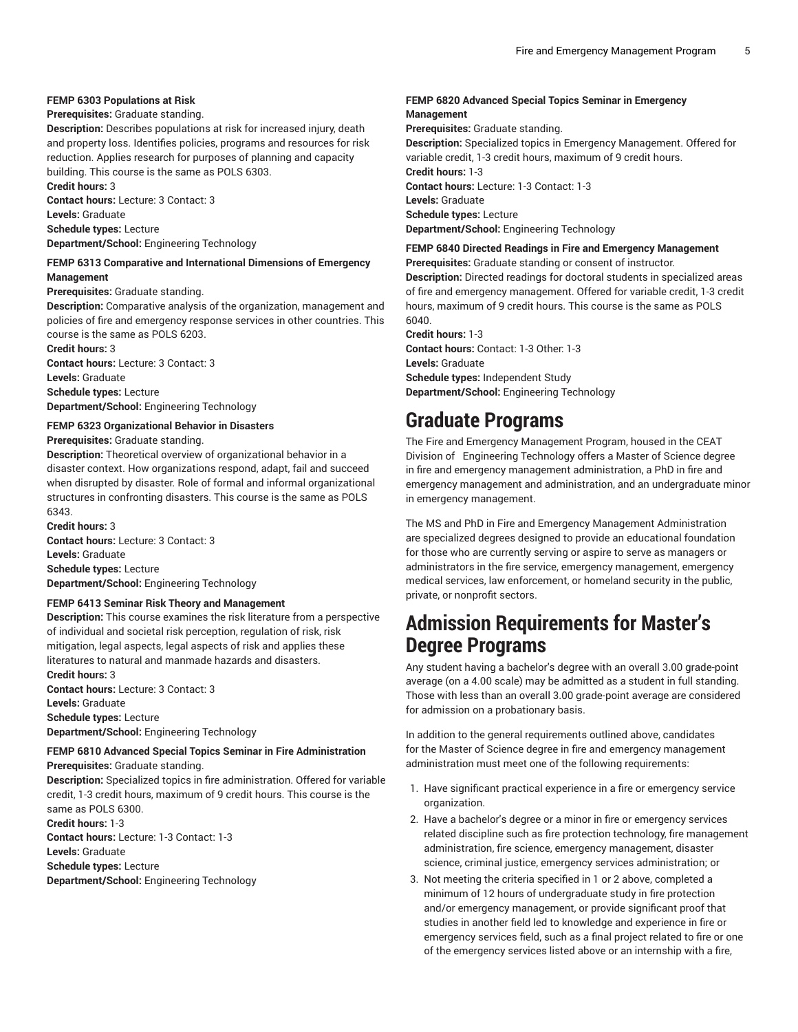**FEMP 6303 Populations at Risk**
**Prerequisites:** Graduate standing.
**Description:** Describes populations at risk for increased injury, death and property loss. Identifies policies, programs and resources for risk reduction. Applies research for purposes of planning and capacity building. This course is the same as POLS 6303.
**Credit hours:** 3
**Contact hours:** Lecture: 3 Contact: 3
**Levels:** Graduate
**Schedule types:** Lecture
**Department/School:** Engineering Technology

**FEMP 6313 Comparative and International Dimensions of Emergency Management**
**Prerequisites:** Graduate standing.
**Description:** Comparative analysis of the organization, management and policies of fire and emergency response services in other countries. This course is the same as POLS 6203.
**Credit hours:** 3
**Contact hours:** Lecture: 3 Contact: 3
**Levels:** Graduate
**Schedule types:** Lecture
**Department/School:** Engineering Technology

**FEMP 6323 Organizational Behavior in Disasters**
**Prerequisites:** Graduate standing.
**Description:** Theoretical overview of organizational behavior in a disaster context. How organizations respond, adapt, fail and succeed when disrupted by disaster. Role of formal and informal organizational structures in confronting disasters. This course is the same as POLS 6343.
**Credit hours:** 3
**Contact hours:** Lecture: 3 Contact: 3
**Levels:** Graduate
**Schedule types:** Lecture
**Department/School:** Engineering Technology

**FEMP 6413 Seminar Risk Theory and Management**
**Description:** This course examines the risk literature from a perspective of individual and societal risk perception, regulation of risk, risk mitigation, legal aspects, legal aspects of risk and applies these literatures to natural and manmade hazards and disasters.
**Credit hours:** 3
**Contact hours:** Lecture: 3 Contact: 3
**Levels:** Graduate
**Schedule types:** Lecture
**Department/School:** Engineering Technology

**FEMP 6810 Advanced Special Topics Seminar in Fire Administration**
**Prerequisites:** Graduate standing.
**Description:** Specialized topics in fire administration. Offered for variable credit, 1-3 credit hours, maximum of 9 credit hours. This course is the same as POLS 6300.
**Credit hours:** 1-3
**Contact hours:** Lecture: 1-3 Contact: 1-3
**Levels:** Graduate
**Schedule types:** Lecture
**Department/School:** Engineering Technology

**FEMP 6820 Advanced Special Topics Seminar in Emergency Management**
**Prerequisites:** Graduate standing.
**Description:** Specialized topics in Emergency Management. Offered for variable credit, 1-3 credit hours, maximum of 9 credit hours.
**Credit hours:** 1-3
**Contact hours:** Lecture: 1-3 Contact: 1-3
**Levels:** Graduate
**Schedule types:** Lecture
**Department/School:** Engineering Technology

**FEMP 6840 Directed Readings in Fire and Emergency Management**
**Prerequisites:** Graduate standing or consent of instructor.
**Description:** Directed readings for doctoral students in specialized areas of fire and emergency management. Offered for variable credit, 1-3 credit hours, maximum of 9 credit hours. This course is the same as POLS 6040.
**Credit hours:** 1-3
**Contact hours:** Contact: 1-3 Other: 1-3
**Levels:** Graduate
**Schedule types:** Independent Study
**Department/School:** Engineering Technology

# Graduate Programs

The Fire and Emergency Management Program, housed in the CEAT Division of Engineering Technology offers a Master of Science degree in fire and emergency management administration, a PhD in fire and emergency management and administration, and an undergraduate minor in emergency management.

The MS and PhD in Fire and Emergency Management Administration are specialized degrees designed to provide an educational foundation for those who are currently serving or aspire to serve as managers or administrators in the fire service, emergency management, emergency medical services, law enforcement, or homeland security in the public, private, or nonprofit sectors.

# Admission Requirements for Master's Degree Programs

Any student having a bachelor's degree with an overall 3.00 grade-point average (on a 4.00 scale) may be admitted as a student in full standing. Those with less than an overall 3.00 grade-point average are considered for admission on a probationary basis.

In addition to the general requirements outlined above, candidates for the Master of Science degree in fire and emergency management administration must meet one of the following requirements:

1. Have significant practical experience in a fire or emergency service organization.
2. Have a bachelor's degree or a minor in fire or emergency services related discipline such as fire protection technology, fire management administration, fire science, emergency management, disaster science, criminal justice, emergency services administration; or
3. Not meeting the criteria specified in 1 or 2 above, completed a minimum of 12 hours of undergraduate study in fire protection and/or emergency management, or provide significant proof that studies in another field led to knowledge and experience in fire or emergency services field, such as a final project related to fire or one of the emergency services listed above or an internship with a fire,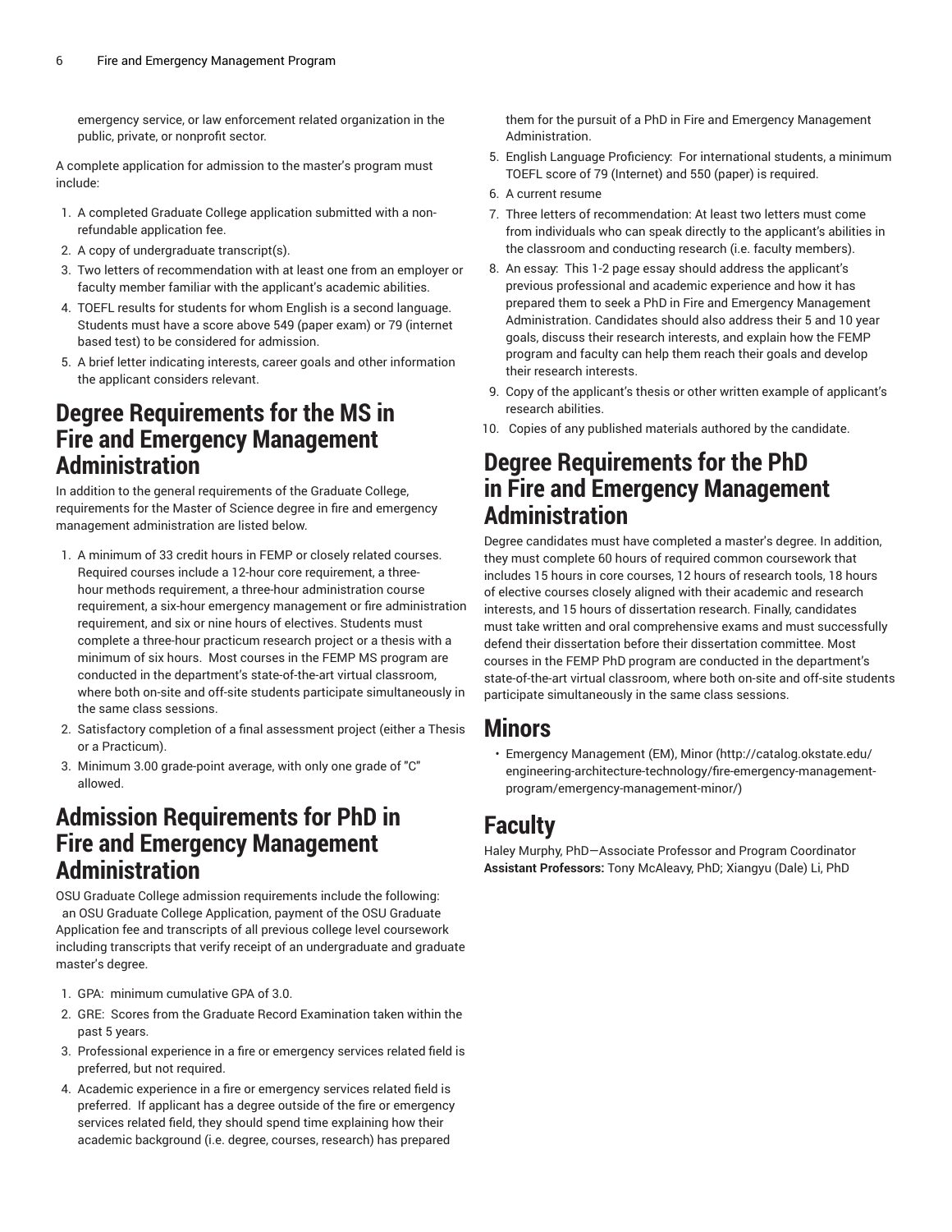emergency service, or law enforcement related organization in the public, private, or nonprofit sector.

A complete application for admission to the master's program must include:

1. A completed Graduate College application submitted with a non-refundable application fee.
2. A copy of undergraduate transcript(s).
3. Two letters of recommendation with at least one from an employer or faculty member familiar with the applicant's academic abilities.
4. TOEFL results for students for whom English is a second language. Students must have a score above 549 (paper exam) or 79 (internet based test) to be considered for admission.
5. A brief letter indicating interests, career goals and other information the applicant considers relevant.

## Degree Requirements for the MS in Fire and Emergency Management Administration

In addition to the general requirements of the Graduate College, requirements for the Master of Science degree in fire and emergency management administration are listed below.

1. A minimum of 33 credit hours in FEMP or closely related courses. Required courses include a 12-hour core requirement, a three-hour methods requirement, a three-hour administration course requirement, a six-hour emergency management or fire administration requirement, and six or nine hours of electives. Students must complete a three-hour practicum research project or a thesis with a minimum of six hours. Most courses in the FEMP MS program are conducted in the department's state-of-the-art virtual classroom, where both on-site and off-site students participate simultaneously in the same class sessions.
2. Satisfactory completion of a final assessment project (either a Thesis or a Practicum).
3. Minimum 3.00 grade-point average, with only one grade of "C" allowed.

## Admission Requirements for PhD in Fire and Emergency Management Administration

OSU Graduate College admission requirements include the following: an OSU Graduate College Application, payment of the OSU Graduate Application fee and transcripts of all previous college level coursework including transcripts that verify receipt of an undergraduate and graduate master's degree.

1. GPA: minimum cumulative GPA of 3.0.
2. GRE: Scores from the Graduate Record Examination taken within the past 5 years.
3. Professional experience in a fire or emergency services related field is preferred, but not required.
4. Academic experience in a fire or emergency services related field is preferred. If applicant has a degree outside of the fire or emergency services related field, they should spend time explaining how their academic background (i.e. degree, courses, research) has prepared them for the pursuit of a PhD in Fire and Emergency Management Administration.
5. English Language Proficiency: For international students, a minimum TOEFL score of 79 (Internet) and 550 (paper) is required.
6. A current resume
7. Three letters of recommendation: At least two letters must come from individuals who can speak directly to the applicant's abilities in the classroom and conducting research (i.e. faculty members).
8. An essay: This 1-2 page essay should address the applicant's previous professional and academic experience and how it has prepared them to seek a PhD in Fire and Emergency Management Administration. Candidates should also address their 5 and 10 year goals, discuss their research interests, and explain how the FEMP program and faculty can help them reach their goals and develop their research interests.
9. Copy of the applicant's thesis or other written example of applicant's research abilities.
10. Copies of any published materials authored by the candidate.

## Degree Requirements for the PhD in Fire and Emergency Management Administration

Degree candidates must have completed a master's degree. In addition, they must complete 60 hours of required common coursework that includes 15 hours in core courses, 12 hours of research tools, 18 hours of elective courses closely aligned with their academic and research interests, and 15 hours of dissertation research. Finally, candidates must take written and oral comprehensive exams and must successfully defend their dissertation before their dissertation committee. Most courses in the FEMP PhD program are conducted in the department's state-of-the-art virtual classroom, where both on-site and off-site students participate simultaneously in the same class sessions.

## Minors

- Emergency Management (EM), Minor (http://catalog.okstate.edu/engineering-architecture-technology/fire-emergency-management-program/emergency-management-minor/)

## Faculty

Haley Murphy, PhD—Associate Professor and Program Coordinator
**Assistant Professors:** Tony McAleavy, PhD; Xiangyu (Dale) Li, PhD